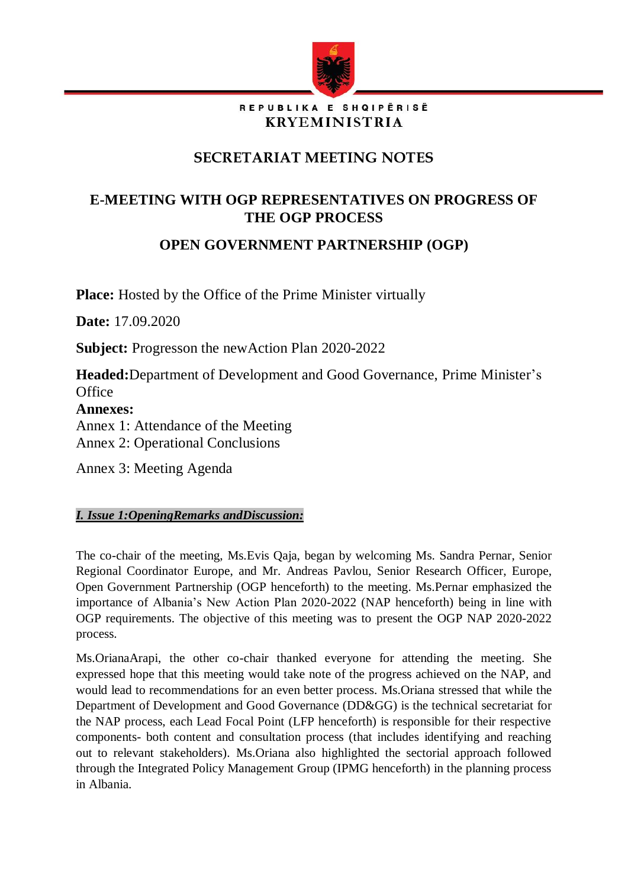REPUBLIKA E SHQIPËRISË
KRYEMINISTRIA

# SECRETARIAT MEETING NOTES

## E-MEETING WITH OGP REPRESENTATIVES ON PROGRESS OF THE OGP PROCESS

## OPEN GOVERNMENT PARTNERSHIP (OGP)

**Place:** Hosted by the Office of the Prime Minister virtually

**Date:** 17.09.2020

**Subject:** Progresson the newAction Plan 2020-2022

**Headed:**Department of Development and Good Governance, Prime Minister's Office

**Annexes:**
Annex 1: Attendance of the Meeting
Annex 2: Operational Conclusions

Annex 3: Meeting Agenda

### ***I. Issue 1:OpeningRemarks andDiscussion:***

The co-chair of the meeting, Ms.Evis Qaja, began by welcoming Ms. Sandra Pernar, Senior Regional Coordinator Europe, and Mr. Andreas Pavlou, Senior Research Officer, Europe, Open Government Partnership (OGP henceforth) to the meeting. Ms.Pernar emphasized the importance of Albania's New Action Plan 2020-2022 (NAP henceforth) being in line with OGP requirements. The objective of this meeting was to present the OGP NAP 2020-2022 process.

Ms.OrianaArapi, the other co-chair thanked everyone for attending the meeting. She expressed hope that this meeting would take note of the progress achieved on the NAP, and would lead to recommendations for an even better process. Ms.Oriana stressed that while the Department of Development and Good Governance (DD&GG) is the technical secretariat for the NAP process, each Lead Focal Point (LFP henceforth) is responsible for their respective components- both content and consultation process (that includes identifying and reaching out to relevant stakeholders). Ms.Oriana also highlighted the sectorial approach followed through the Integrated Policy Management Group (IPMG henceforth) in the planning process in Albania.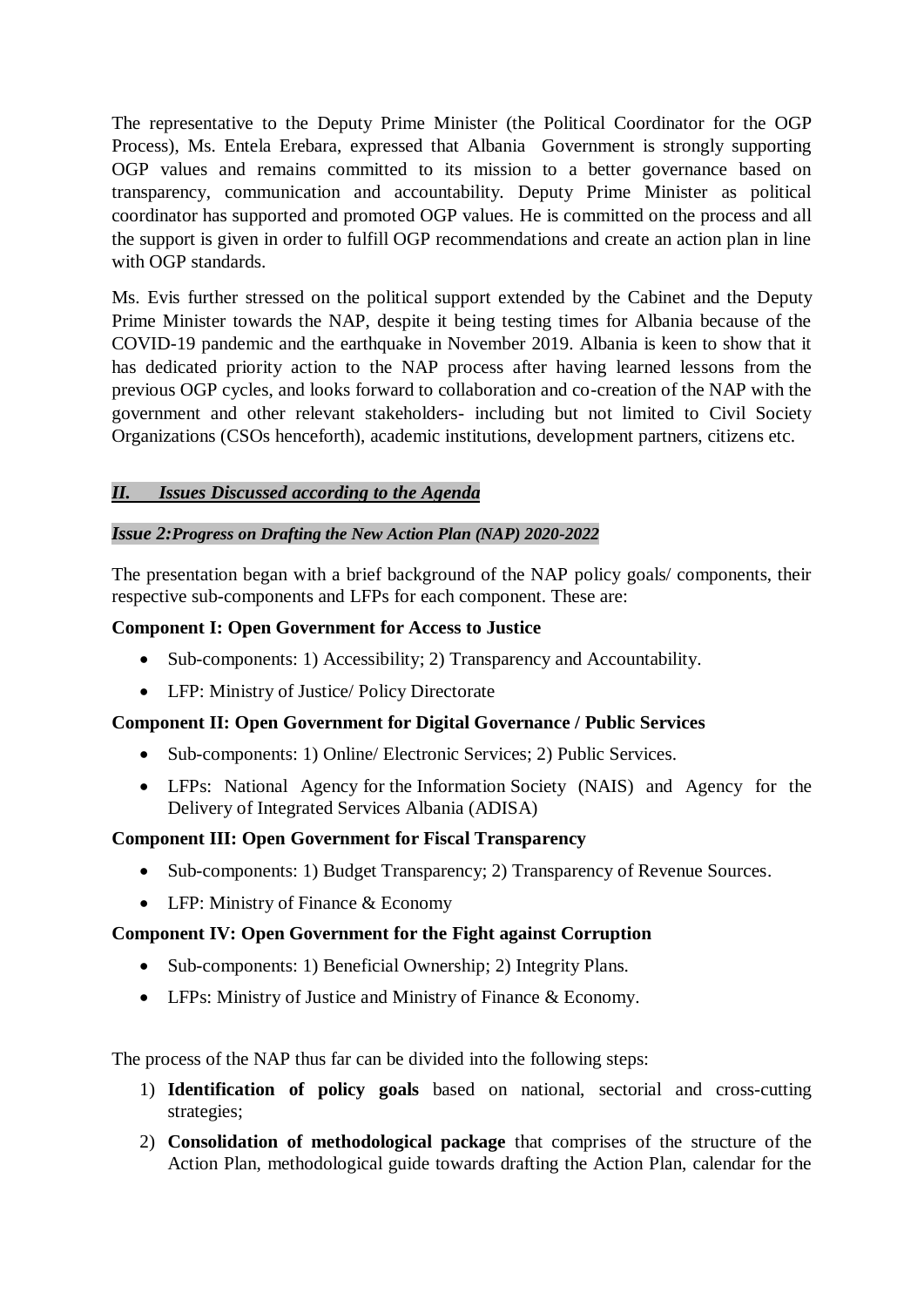The representative to the Deputy Prime Minister (the Political Coordinator for the OGP Process), Ms. Entela Erebara, expressed that Albania Government is strongly supporting OGP values and remains committed to its mission to a better governance based on transparency, communication and accountability. Deputy Prime Minister as political coordinator has supported and promoted OGP values. He is committed on the process and all the support is given in order to fulfill OGP recommendations and create an action plan in line with OGP standards.

Ms. Evis further stressed on the political support extended by the Cabinet and the Deputy Prime Minister towards the NAP, despite it being testing times for Albania because of the COVID-19 pandemic and the earthquake in November 2019. Albania is keen to show that it has dedicated priority action to the NAP process after having learned lessons from the previous OGP cycles, and looks forward to collaboration and co-creation of the NAP with the government and other relevant stakeholders- including but not limited to Civil Society Organizations (CSOs henceforth), academic institutions, development partners, citizens etc.

## ***II. Issues Discussed according to the Agenda***

***Issue 2:Progress on Drafting the New Action Plan (NAP) 2020-2022***

The presentation began with a brief background of the NAP policy goals/ components, their respective sub-components and LFPs for each component. These are:

**Component I: Open Government for Access to Justice**

- Sub-components: 1) Accessibility; 2) Transparency and Accountability.
- LFP: Ministry of Justice/ Policy Directorate

**Component II: Open Government for Digital Governance / Public Services**

- Sub-components: 1) Online/ Electronic Services; 2) Public Services.
- LFPs: National Agency for the Information Society (NAIS) and Agency for the Delivery of Integrated Services Albania (ADISA)

**Component III: Open Government for Fiscal Transparency**

- Sub-components: 1) Budget Transparency; 2) Transparency of Revenue Sources.
- LFP: Ministry of Finance & Economy

**Component IV: Open Government for the Fight against Corruption**

- Sub-components: 1) Beneficial Ownership; 2) Integrity Plans.
- LFPs: Ministry of Justice and Ministry of Finance & Economy.

The process of the NAP thus far can be divided into the following steps:

1) **Identification of policy goals** based on national, sectorial and cross-cutting strategies;
2) **Consolidation of methodological package** that comprises of the structure of the Action Plan, methodological guide towards drafting the Action Plan, calendar for the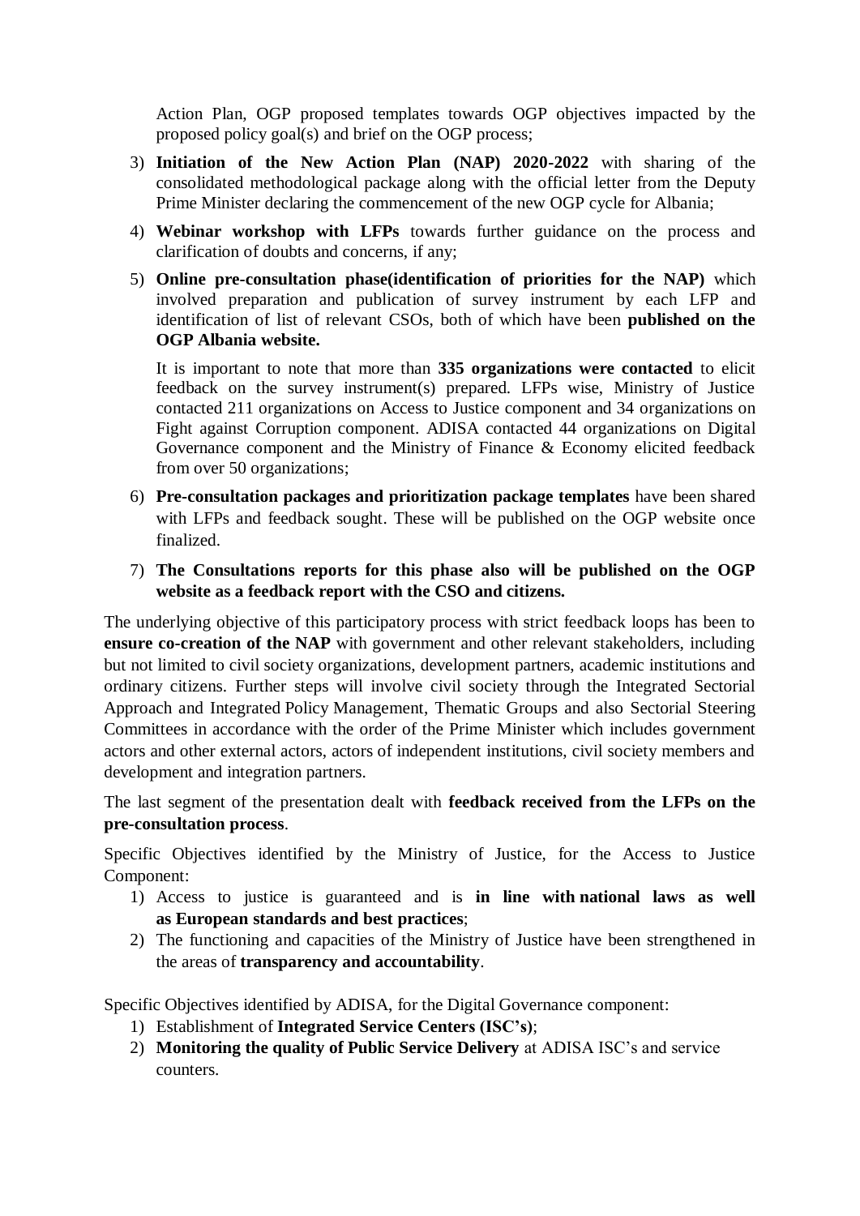Action Plan, OGP proposed templates towards OGP objectives impacted by the proposed policy goal(s) and brief on the OGP process;

3) **Initiation of the New Action Plan (NAP) 2020-2022** with sharing of the consolidated methodological package along with the official letter from the Deputy Prime Minister declaring the commencement of the new OGP cycle for Albania;

4) **Webinar workshop with LFPs** towards further guidance on the process and clarification of doubts and concerns, if any;

5) **Online pre-consultation phase(identification of priorities for the NAP)** which involved preparation and publication of survey instrument by each LFP and identification of list of relevant CSOs, both of which have been **published on the OGP Albania website.**

   It is important to note that more than **335 organizations were contacted** to elicit feedback on the survey instrument(s) prepared. LFPs wise, Ministry of Justice contacted 211 organizations on Access to Justice component and 34 organizations on Fight against Corruption component. ADISA contacted 44 organizations on Digital Governance component and the Ministry of Finance & Economy elicited feedback from over 50 organizations;

6) **Pre-consultation packages and prioritization package templates** have been shared with LFPs and feedback sought. These will be published on the OGP website once finalized.

7) **The Consultations reports for this phase also will be published on the OGP website as a feedback report with the CSO and citizens.**

The underlying objective of this participatory process with strict feedback loops has been to **ensure co-creation of the NAP** with government and other relevant stakeholders, including but not limited to civil society organizations, development partners, academic institutions and ordinary citizens. Further steps will involve civil society through the Integrated Sectorial Approach and Integrated Policy Management, Thematic Groups and also Sectorial Steering Committees in accordance with the order of the Prime Minister which includes government actors and other external actors, actors of independent institutions, civil society members and development and integration partners.

The last segment of the presentation dealt with **feedback received from the LFPs on the pre-consultation process**.

Specific Objectives identified by the Ministry of Justice, for the Access to Justice Component:

1) Access to justice is guaranteed and is **in line with national laws as well as European standards and best practices**;
2) The functioning and capacities of the Ministry of Justice have been strengthened in the areas of **transparency and accountability**.

Specific Objectives identified by ADISA, for the Digital Governance component:

1) Establishment of **Integrated Service Centers (ISC's)**;
2) **Monitoring the quality of Public Service Delivery** at ADISA ISC's and service counters.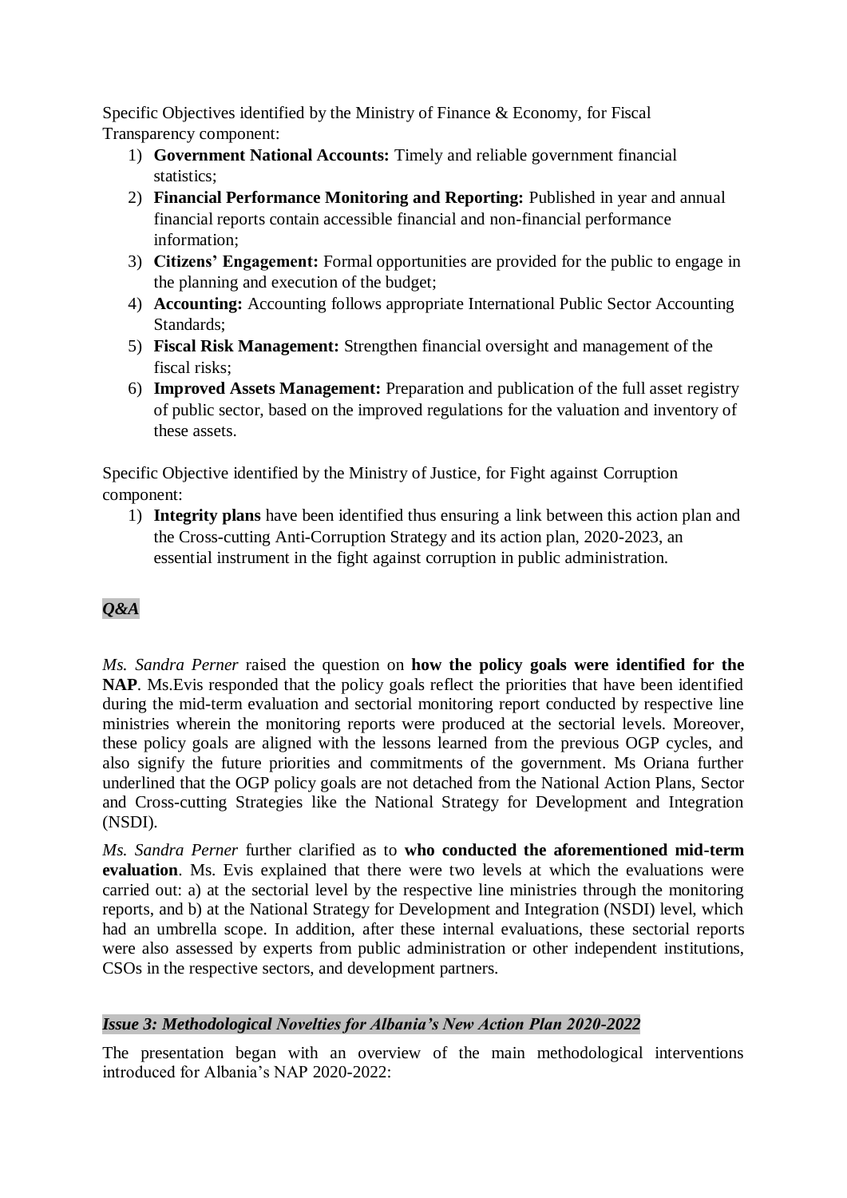Specific Objectives identified by the Ministry of Finance & Economy, for Fiscal Transparency component:

1) **Government National Accounts:** Timely and reliable government financial statistics;
2) **Financial Performance Monitoring and Reporting:** Published in year and annual financial reports contain accessible financial and non-financial performance information;
3) **Citizens' Engagement:** Formal opportunities are provided for the public to engage in the planning and execution of the budget;
4) **Accounting:** Accounting follows appropriate International Public Sector Accounting Standards;
5) **Fiscal Risk Management:** Strengthen financial oversight and management of the fiscal risks;
6) **Improved Assets Management:** Preparation and publication of the full asset registry of public sector, based on the improved regulations for the valuation and inventory of these assets.

Specific Objective identified by the Ministry of Justice, for Fight against Corruption component:

1) **Integrity plans** have been identified thus ensuring a link between this action plan and the Cross-cutting Anti-Corruption Strategy and its action plan, 2020-2023, an essential instrument in the fight against corruption in public administration.

***Q&A***

*Ms. Sandra Perner* raised the question on **how the policy goals were identified for the NAP**. Ms.Evis responded that the policy goals reflect the priorities that have been identified during the mid-term evaluation and sectorial monitoring report conducted by respective line ministries wherein the monitoring reports were produced at the sectorial levels. Moreover, these policy goals are aligned with the lessons learned from the previous OGP cycles, and also signify the future priorities and commitments of the government. Ms Oriana further underlined that the OGP policy goals are not detached from the National Action Plans, Sector and Cross-cutting Strategies like the National Strategy for Development and Integration (NSDI).

*Ms. Sandra Perner* further clarified as to **who conducted the aforementioned mid-term evaluation**. Ms. Evis explained that there were two levels at which the evaluations were carried out: a) at the sectorial level by the respective line ministries through the monitoring reports, and b) at the National Strategy for Development and Integration (NSDI) level, which had an umbrella scope. In addition, after these internal evaluations, these sectorial reports were also assessed by experts from public administration or other independent institutions, CSOs in the respective sectors, and development partners.

***Issue 3: Methodological Novelties for Albania's New Action Plan 2020-2022***

The presentation began with an overview of the main methodological interventions introduced for Albania's NAP 2020-2022: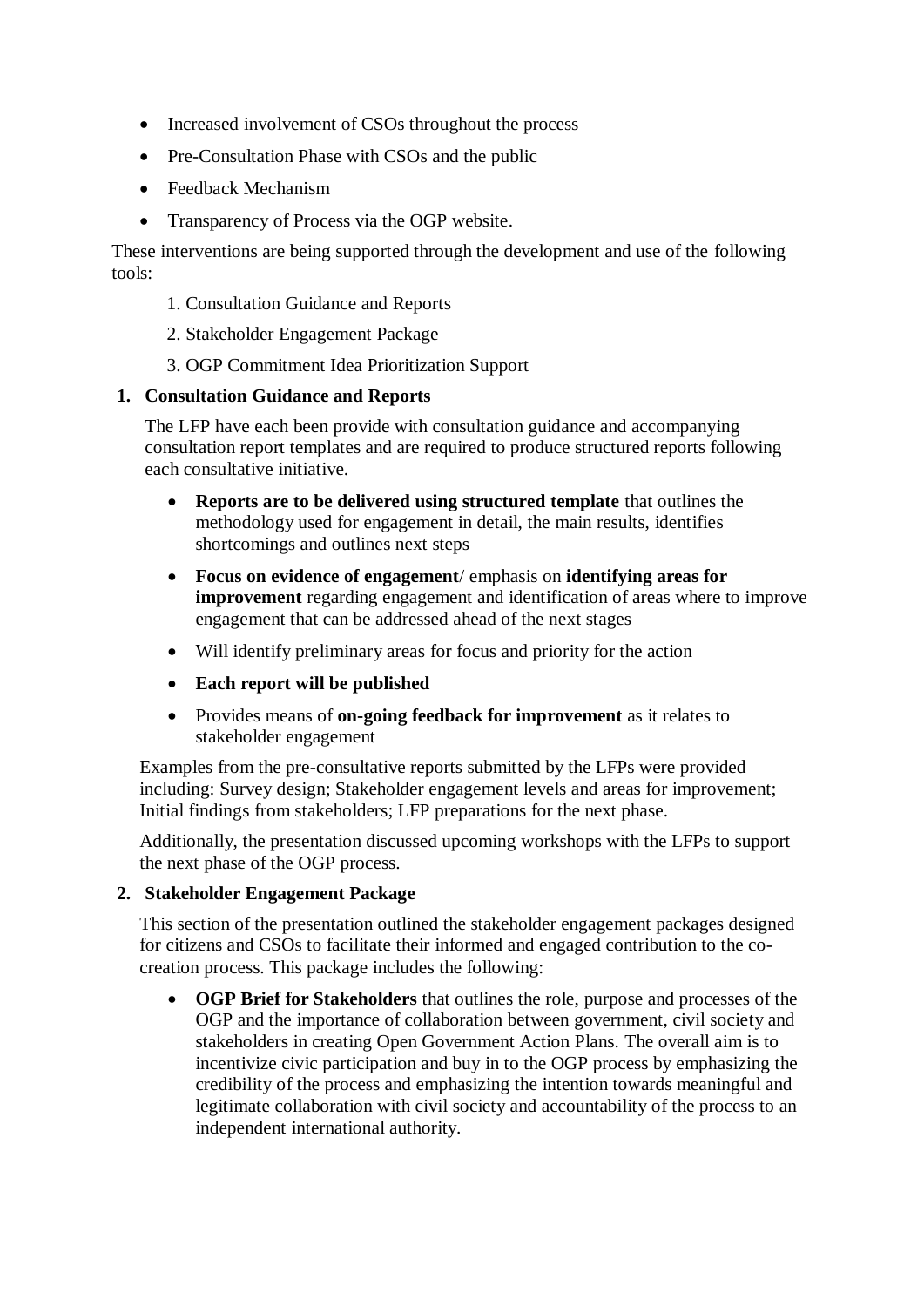- Increased involvement of CSOs throughout the process
- Pre-Consultation Phase with CSOs and the public
- Feedback Mechanism
- Transparency of Process via the OGP website.

These interventions are being supported through the development and use of the following tools:

1. Consultation Guidance and Reports
2. Stakeholder Engagement Package
3. OGP Commitment Idea Prioritization Support

**1. Consultation Guidance and Reports**

The LFP have each been provide with consultation guidance and accompanying consultation report templates and are required to produce structured reports following each consultative initiative.

- **Reports are to be delivered using structured template** that outlines the methodology used for engagement in detail, the main results, identifies shortcomings and outlines next steps
- **Focus on evidence of engagement**/ emphasis on **identifying areas for improvement** regarding engagement and identification of areas where to improve engagement that can be addressed ahead of the next stages
- Will identify preliminary areas for focus and priority for the action
- **Each report will be published**
- Provides means of **on-going feedback for improvement** as it relates to stakeholder engagement

Examples from the pre-consultative reports submitted by the LFPs were provided including: Survey design; Stakeholder engagement levels and areas for improvement; Initial findings from stakeholders; LFP preparations for the next phase.

Additionally, the presentation discussed upcoming workshops with the LFPs to support the next phase of the OGP process.

**2. Stakeholder Engagement Package**

This section of the presentation outlined the stakeholder engagement packages designed for citizens and CSOs to facilitate their informed and engaged contribution to the co-creation process. This package includes the following:

- **OGP Brief for Stakeholders** that outlines the role, purpose and processes of the OGP and the importance of collaboration between government, civil society and stakeholders in creating Open Government Action Plans. The overall aim is to incentivize civic participation and buy in to the OGP process by emphasizing the credibility of the process and emphasizing the intention towards meaningful and legitimate collaboration with civil society and accountability of the process to an independent international authority.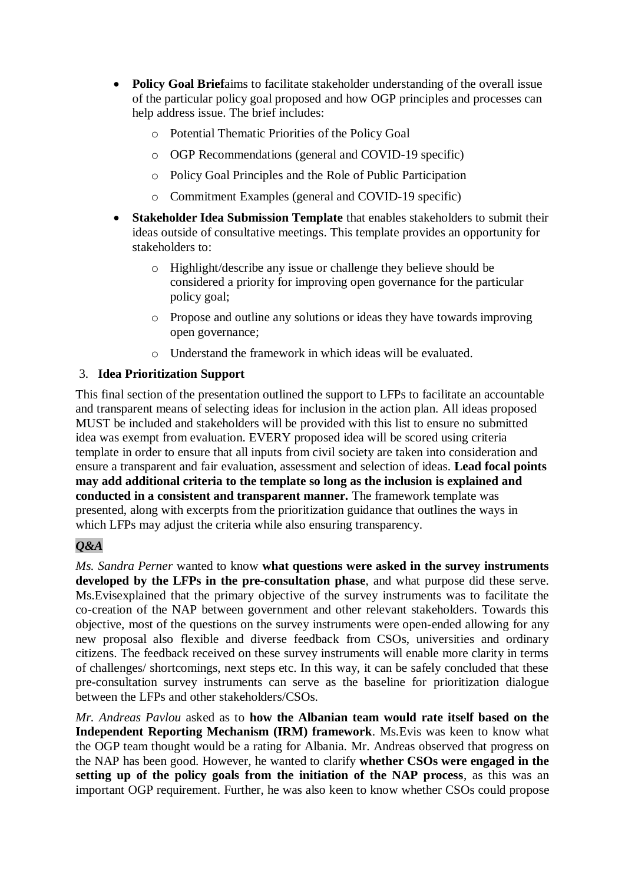- **Policy Goal Brief**aims to facilitate stakeholder understanding of the overall issue of the particular policy goal proposed and how OGP principles and processes can help address issue. The brief includes:
    - Potential Thematic Priorities of the Policy Goal
    - OGP Recommendations (general and COVID-19 specific)
    - Policy Goal Principles and the Role of Public Participation
    - Commitment Examples (general and COVID-19 specific)
- **Stakeholder Idea Submission Template** that enables stakeholders to submit their ideas outside of consultative meetings. This template provides an opportunity for stakeholders to:
    - Highlight/describe any issue or challenge they believe should be considered a priority for improving open governance for the particular policy goal;
    - Propose and outline any solutions or ideas they have towards improving open governance;
    - Understand the framework in which ideas will be evaluated.

3. **Idea Prioritization Support**

This final section of the presentation outlined the support to LFPs to facilitate an accountable and transparent means of selecting ideas for inclusion in the action plan. All ideas proposed MUST be included and stakeholders will be provided with this list to ensure no submitted idea was exempt from evaluation. EVERY proposed idea will be scored using criteria template in order to ensure that all inputs from civil society are taken into consideration and ensure a transparent and fair evaluation, assessment and selection of ideas. **Lead focal points may add additional criteria to the template so long as the inclusion is explained and conducted in a consistent and transparent manner.** The framework template was presented, along with excerpts from the prioritization guidance that outlines the ways in which LFPs may adjust the criteria while also ensuring transparency.

***Q&A***

*Ms. Sandra Perner* wanted to know **what questions were asked in the survey instruments developed by the LFPs in the pre-consultation phase**, and what purpose did these serve. Ms.Evisexplained that the primary objective of the survey instruments was to facilitate the co-creation of the NAP between government and other relevant stakeholders. Towards this objective, most of the questions on the survey instruments were open-ended allowing for any new proposal also flexible and diverse feedback from CSOs, universities and ordinary citizens. The feedback received on these survey instruments will enable more clarity in terms of challenges/ shortcomings, next steps etc. In this way, it can be safely concluded that these pre-consultation survey instruments can serve as the baseline for prioritization dialogue between the LFPs and other stakeholders/CSOs.

*Mr. Andreas Pavlou* asked as to **how the Albanian team would rate itself based on the Independent Reporting Mechanism (IRM) framework**. Ms.Evis was keen to know what the OGP team thought would be a rating for Albania. Mr. Andreas observed that progress on the NAP has been good. However, he wanted to clarify **whether CSOs were engaged in the setting up of the policy goals from the initiation of the NAP process**, as this was an important OGP requirement. Further, he was also keen to know whether CSOs could propose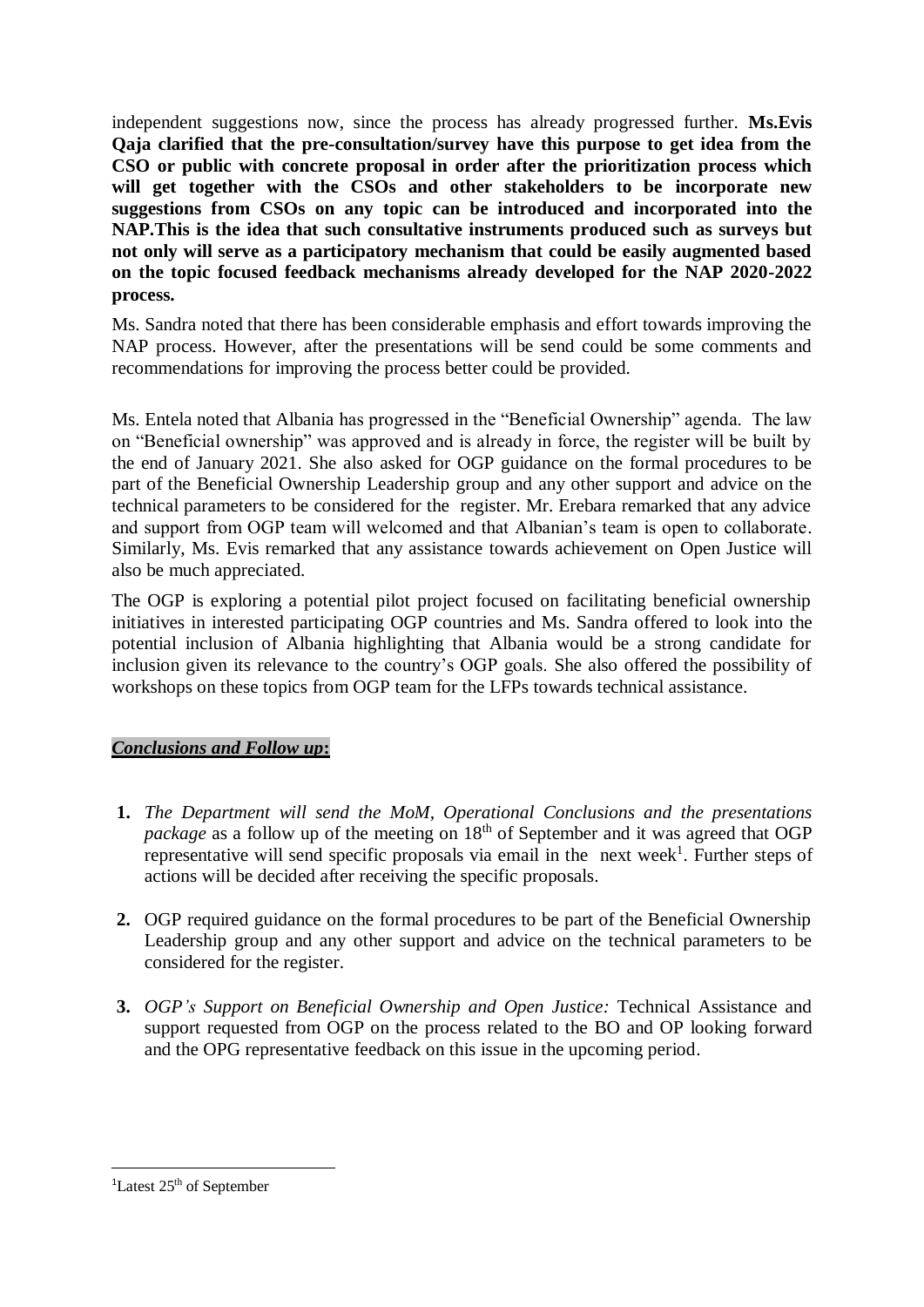independent suggestions now, since the process has already progressed further. **Ms.Evis Qaja clarified that the pre-consultation/survey have this purpose to get idea from the CSO or public with concrete proposal in order after the prioritization process which will get together with the CSOs and other stakeholders to be incorporate new suggestions from CSOs on any topic can be introduced and incorporated into the NAP.This is the idea that such consultative instruments produced such as surveys but not only will serve as a participatory mechanism that could be easily augmented based on the topic focused feedback mechanisms already developed for the NAP 2020-2022 process.**

Ms. Sandra noted that there has been considerable emphasis and effort towards improving the NAP process. However, after the presentations will be send could be some comments and recommendations for improving the process better could be provided.

Ms. Entela noted that Albania has progressed in the "Beneficial Ownership" agenda. The law on "Beneficial ownership" was approved and is already in force, the register will be built by the end of January 2021. She also asked for OGP guidance on the formal procedures to be part of the Beneficial Ownership Leadership group and any other support and advice on the technical parameters to be considered for the register. Mr. Erebara remarked that any advice and support from OGP team will welcomed and that Albanian's team is open to collaborate. Similarly, Ms. Evis remarked that any assistance towards achievement on Open Justice will also be much appreciated.

The OGP is exploring a potential pilot project focused on facilitating beneficial ownership initiatives in interested participating OGP countries and Ms. Sandra offered to look into the potential inclusion of Albania highlighting that Albania would be a strong candidate for inclusion given its relevance to the country's OGP goals. She also offered the possibility of workshops on these topics from OGP team for the LFPs towards technical assistance.

***Conclusions and Follow up*:**

1. *The Department will send the MoM, Operational Conclusions and the presentations package* as a follow up of the meeting on 18th of September and it was agreed that OGP representative will send specific proposals via email in the next week[1]. Further steps of actions will be decided after receiving the specific proposals.

2. OGP required guidance on the formal procedures to be part of the Beneficial Ownership Leadership group and any other support and advice on the technical parameters to be considered for the register.

3. *OGP's Support on Beneficial Ownership and Open Justice:* Technical Assistance and support requested from OGP on the process related to the BO and OP looking forward and the OPG representative feedback on this issue in the upcoming period.

[1]Latest 25th of September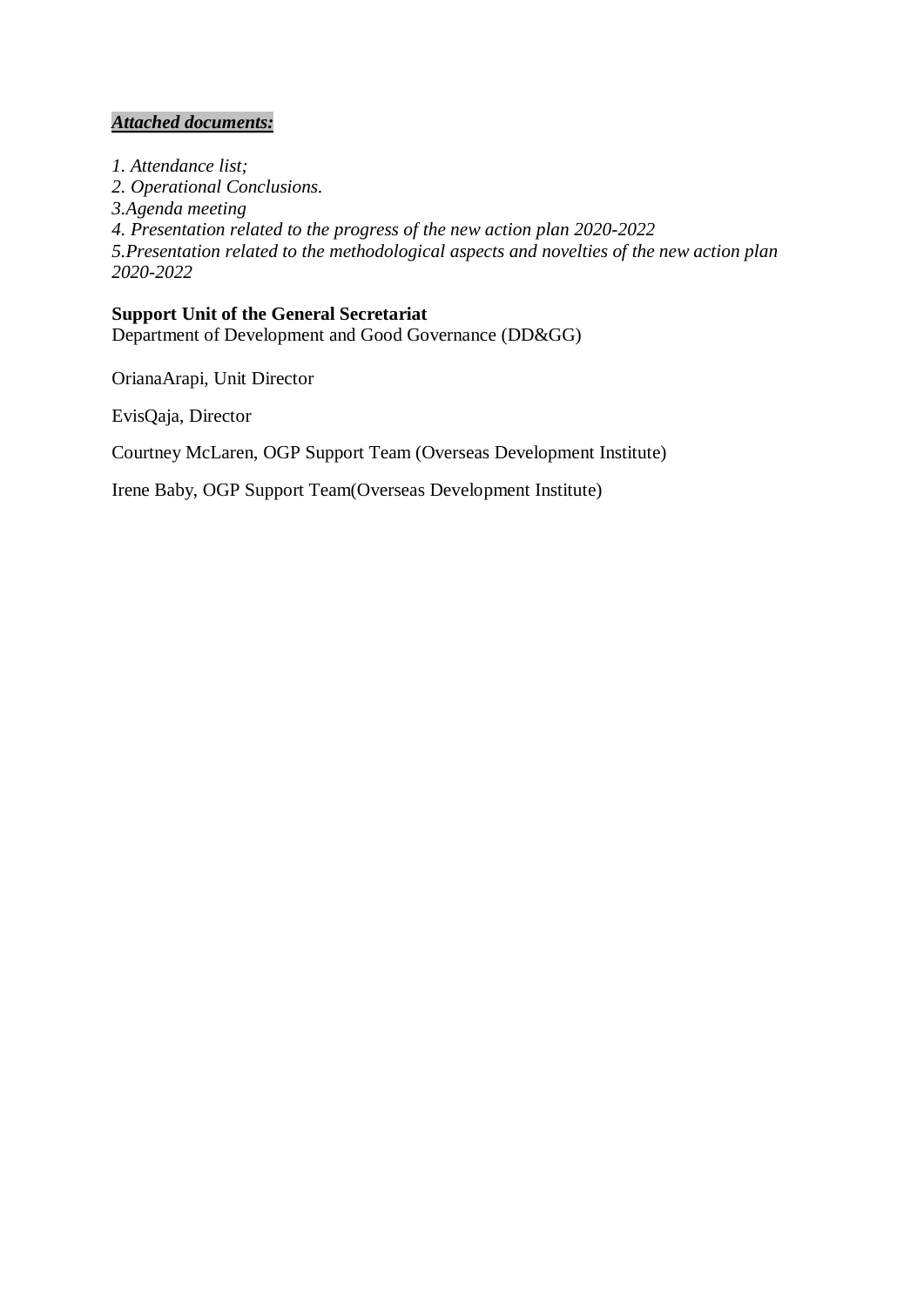***Attached documents:***

*1. Attendance list;*
*2. Operational Conclusions.*
*3.Agenda meeting*
*4. Presentation related to the progress of the new action plan 2020-2022*
*5.Presentation related to the methodological aspects and novelties of the new action plan 2020-2022*

**Support Unit of the General Secretariat**
Department of Development and Good Governance (DD&GG)

OrianaArapi, Unit Director

EvisQaja, Director

Courtney McLaren, OGP Support Team (Overseas Development Institute)

Irene Baby, OGP Support Team(Overseas Development Institute)